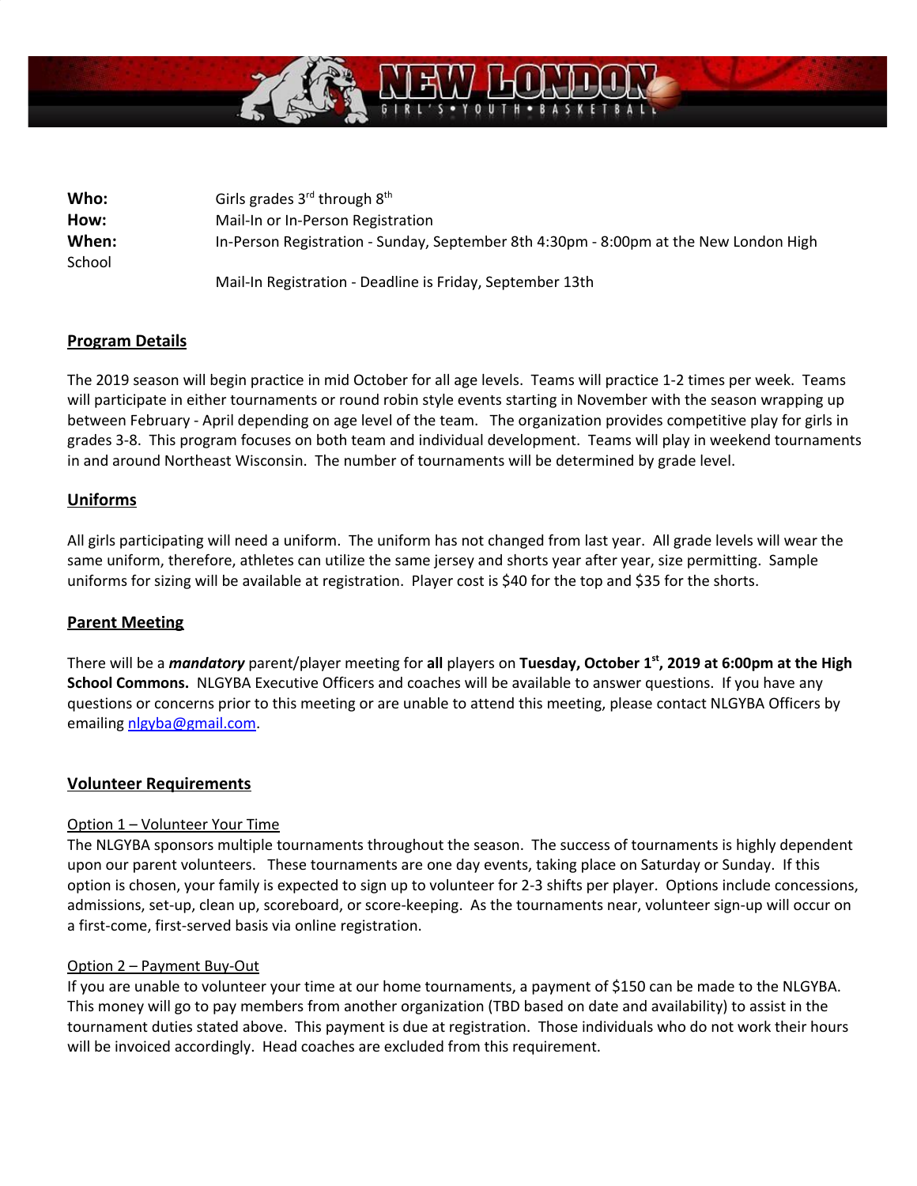# NEW LONDON

GIRL'S • YOUTH • BASKETBALL

| | |
|---|---|
| **Who:** | Girls grades 3rd through 8th |
| **How:** | Mail-In or In-Person Registration |
| **When:** | In-Person Registration - Sunday, September 8th 4:30pm - 8:00pm at the New London High School |
| | Mail-In Registration - Deadline is Friday, September 13th |

## Program Details

The 2019 season will begin practice in mid October for all age levels. Teams will practice 1-2 times per week. Teams will participate in either tournaments or round robin style events starting in November with the season wrapping up between February - April depending on age level of the team. The organization provides competitive play for girls in grades 3-8. This program focuses on both team and individual development. Teams will play in weekend tournaments in and around Northeast Wisconsin. The number of tournaments will be determined by grade level.

## Uniforms

All girls participating will need a uniform. The uniform has not changed from last year. All grade levels will wear the same uniform, therefore, athletes can utilize the same jersey and shorts year after year, size permitting. Sample uniforms for sizing will be available at registration. Player cost is $40 for the top and $35 for the shorts.

## Parent Meeting

There will be a ***mandatory*** parent/player meeting for **all** players on **Tuesday, October 1st, 2019 at 6:00pm at the High School Commons.** NLGYBA Executive Officers and coaches will be available to answer questions. If you have any questions or concerns prior to this meeting or are unable to attend this meeting, please contact NLGYBA Officers by emailing nlgyba@gmail.com.

## Volunteer Requirements

### Option 1 – Volunteer Your Time

The NLGYBA sponsors multiple tournaments throughout the season. The success of tournaments is highly dependent upon our parent volunteers. These tournaments are one day events, taking place on Saturday or Sunday. If this option is chosen, your family is expected to sign up to volunteer for 2-3 shifts per player. Options include concessions, admissions, set-up, clean up, scoreboard, or score-keeping. As the tournaments near, volunteer sign-up will occur on a first-come, first-served basis via online registration.

### Option 2 – Payment Buy-Out

If you are unable to volunteer your time at our home tournaments, a payment of $150 can be made to the NLGYBA. This money will go to pay members from another organization (TBD based on date and availability) to assist in the tournament duties stated above. This payment is due at registration. Those individuals who do not work their hours will be invoiced accordingly. Head coaches are excluded from this requirement.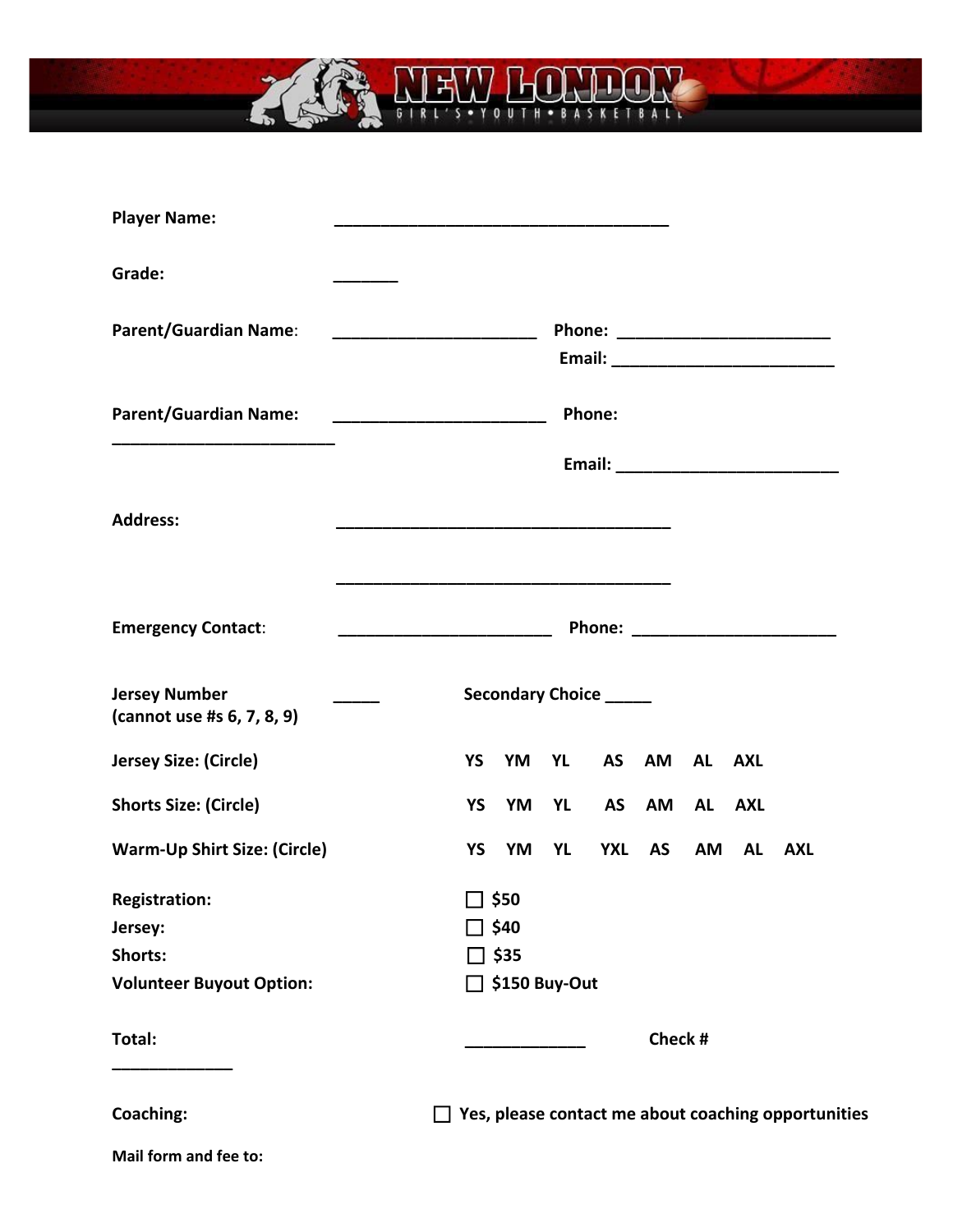# NEW LONDON

GIRL'S • YOUTH • BASKETBALL

**Player Name:** ____________________________________

**Grade:** _______

**Parent/Guardian Name:** ______________________ **Phone:** _______________________
**Email:** ________________________

**Parent/Guardian Name:** _______________________ **Phone:**
________________________

**Email:** ________________________

**Address:** ____________________________________

____________________________________

**Emergency Contact:** _______________________ **Phone:** ______________________

**Jersey Number (cannot use #s 6, 7, 8, 9)** _____ **Secondary Choice** _____

**Jersey Size: (Circle)** YS YM YL AS AM AL AXL

**Shorts Size: (Circle)** YS YM YL AS AM AL AXL

**Warm-Up Shirt Size: (Circle)** YS YM YL YXL AS AM AL AXL

**Registration:** ☐ $50
**Jersey:** ☐ $40
**Shorts:** ☐ $35
**Volunteer Buyout Option:** ☐ $150 Buy-Out

**Total:** _____________ **Check #**
_____________

**Coaching:** ☐ Yes, please contact me about coaching opportunities

**Mail form and fee to:**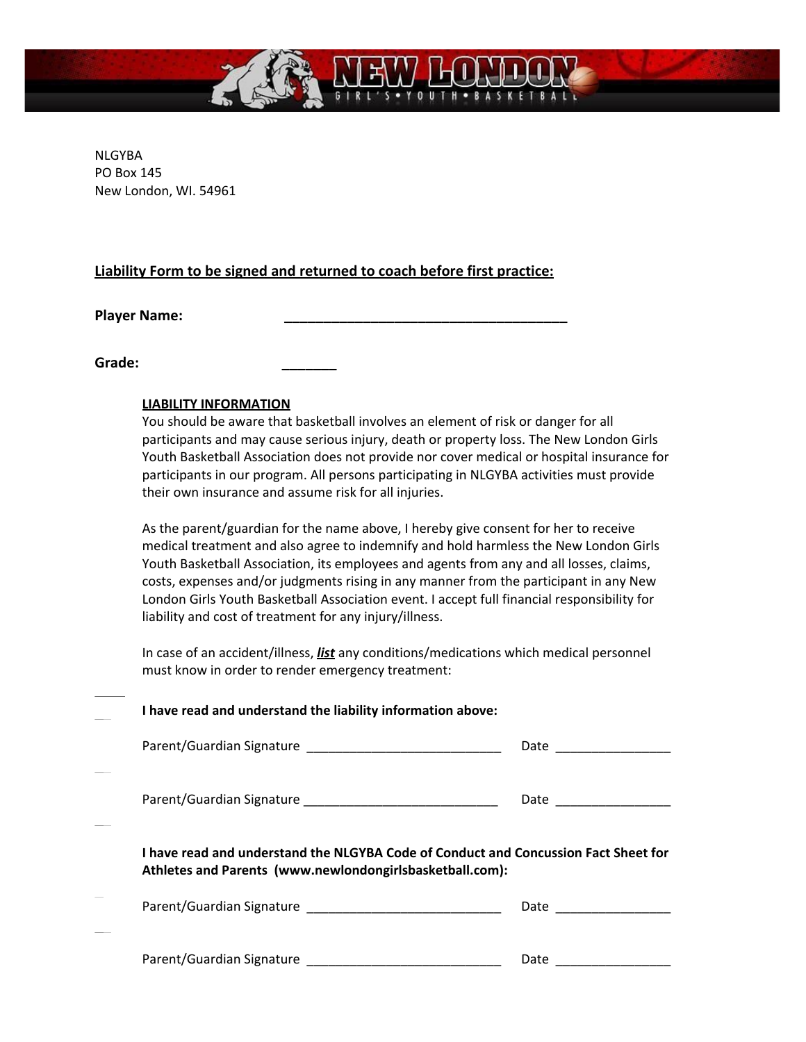NLGYBA
PO Box 145
New London, WI. 54961

**Liability Form to be signed and returned to coach before first practice:**

**Player Name:** ______________________________________

**Grade:** _______

**LIABILITY INFORMATION**

You should be aware that basketball involves an element of risk or danger for all participants and may cause serious injury, death or property loss. The New London Girls Youth Basketball Association does not provide nor cover medical or hospital insurance for participants in our program. All persons participating in NLGYBA activities must provide their own insurance and assume risk for all injuries.

As the parent/guardian for the name above, I hereby give consent for her to receive medical treatment and also agree to indemnify and hold harmless the New London Girls Youth Basketball Association, its employees and agents from any and all losses, claims, costs, expenses and/or judgments rising in any manner from the participant in any New London Girls Youth Basketball Association event. I accept full financial responsibility for liability and cost of treatment for any injury/illness.

In case of an accident/illness, ***list*** any conditions/medications which medical personnel must know in order to render emergency treatment:

**I have read and understand the liability information above:**

Parent/Guardian Signature ___________________________ Date ________________

Parent/Guardian Signature ___________________________ Date ________________

**I have read and understand the NLGYBA Code of Conduct and Concussion Fact Sheet for Athletes and Parents (www.newlondongirlsbasketball.com):**

Parent/Guardian Signature ___________________________ Date ________________

Parent/Guardian Signature ___________________________ Date ________________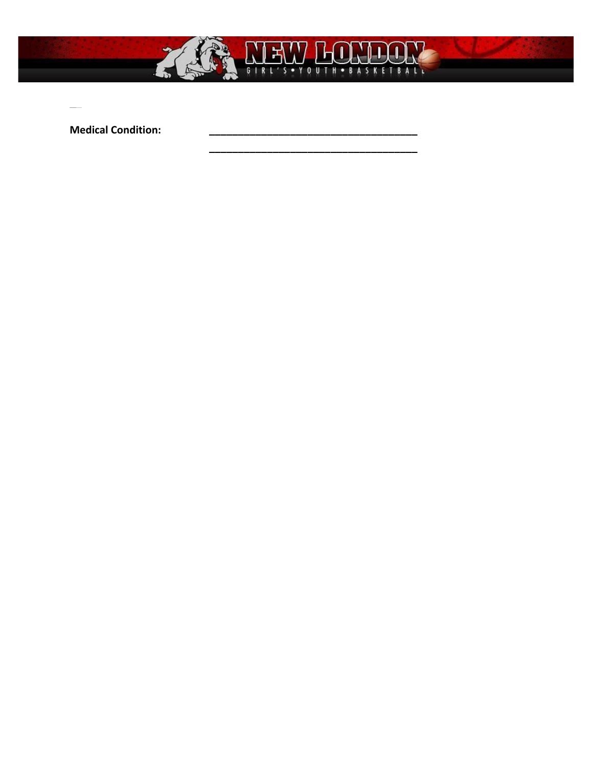**Medical Condition:** ______________________________________

______________________________________